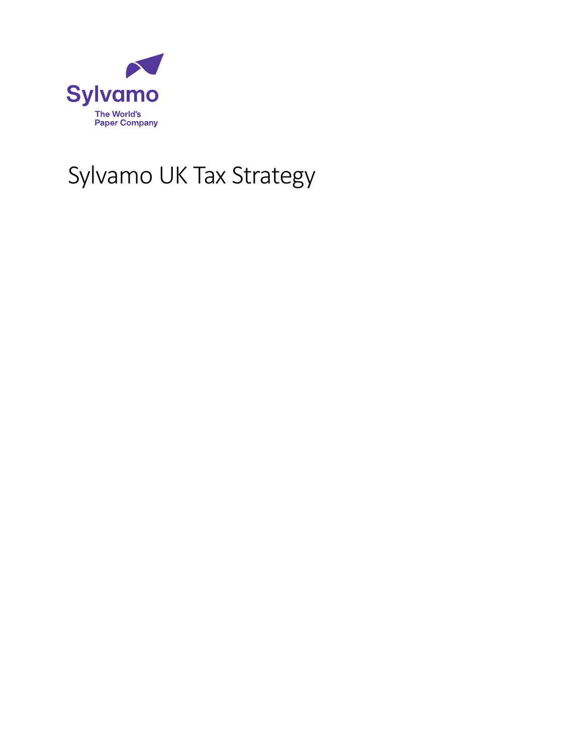Sylvamo

The World's Paper Company

# Sylvamo UK Tax Strategy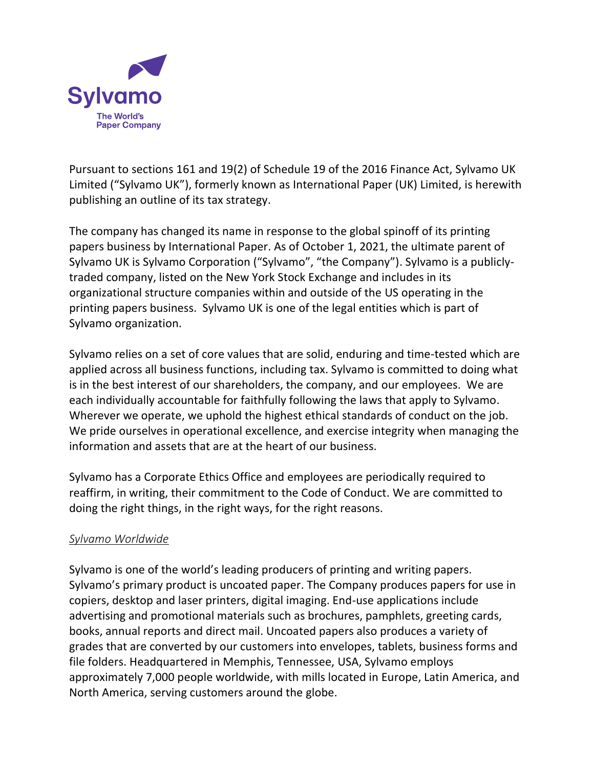Sylvamo

The World's Paper Company

Pursuant to sections 161 and 19(2) of Schedule 19 of the 2016 Finance Act, Sylvamo UK Limited ("Sylvamo UK"), formerly known as International Paper (UK) Limited, is herewith publishing an outline of its tax strategy.

The company has changed its name in response to the global spinoff of its printing papers business by International Paper. As of October 1, 2021, the ultimate parent of Sylvamo UK is Sylvamo Corporation ("Sylvamo", "the Company"). Sylvamo is a publicly-traded company, listed on the New York Stock Exchange and includes in its organizational structure companies within and outside of the US operating in the printing papers business. Sylvamo UK is one of the legal entities which is part of Sylvamo organization.

Sylvamo relies on a set of core values that are solid, enduring and time-tested which are applied across all business functions, including tax. Sylvamo is committed to doing what is in the best interest of our shareholders, the company, and our employees. We are each individually accountable for faithfully following the laws that apply to Sylvamo. Wherever we operate, we uphold the highest ethical standards of conduct on the job. We pride ourselves in operational excellence, and exercise integrity when managing the information and assets that are at the heart of our business.

Sylvamo has a Corporate Ethics Office and employees are periodically required to reaffirm, in writing, their commitment to the Code of Conduct. We are committed to doing the right things, in the right ways, for the right reasons.

*Sylvamo Worldwide*

Sylvamo is one of the world's leading producers of printing and writing papers. Sylvamo's primary product is uncoated paper. The Company produces papers for use in copiers, desktop and laser printers, digital imaging. End-use applications include advertising and promotional materials such as brochures, pamphlets, greeting cards, books, annual reports and direct mail. Uncoated papers also produces a variety of grades that are converted by our customers into envelopes, tablets, business forms and file folders. Headquartered in Memphis, Tennessee, USA, Sylvamo employs approximately 7,000 people worldwide, with mills located in Europe, Latin America, and North America, serving customers around the globe.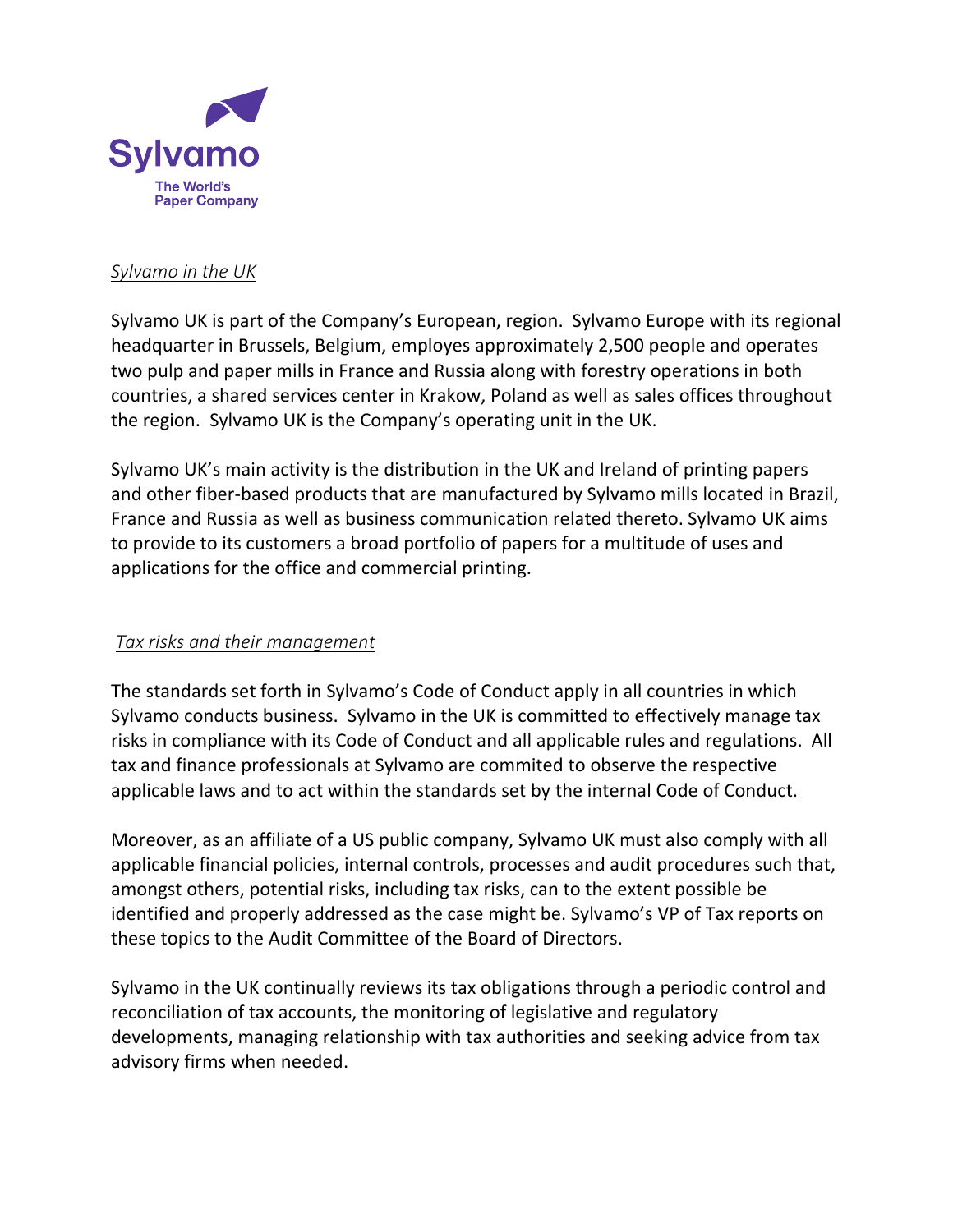Sylvamo

The World's Paper Company

*Sylvamo in the UK*

Sylvamo UK is part of the Company's European, region. Sylvamo Europe with its regional headquarter in Brussels, Belgium, employs approximately 2,500 people and operates two pulp and paper mills in France and Russia along with forestry operations in both countries, a shared services center in Krakow, Poland as well as sales offices throughout the region. Sylvamo UK is the Company's operating unit in the UK.

Sylvamo UK's main activity is the distribution in the UK and Ireland of printing papers and other fiber-based products that are manufactured by Sylvamo mills located in Brazil, France and Russia as well as business communication related thereto. Sylvamo UK aims to provide to its customers a broad portfolio of papers for a multitude of uses and applications for the office and commercial printing.

*Tax risks and their management*

The standards set forth in Sylvamo's Code of Conduct apply in all countries in which Sylvamo conducts business. Sylvamo in the UK is committed to effectively manage tax risks in compliance with its Code of Conduct and all applicable rules and regulations. All tax and finance professionals at Sylvamo are commited to observe the respective applicable laws and to act within the standards set by the internal Code of Conduct.

Moreover, as an affiliate of a US public company, Sylvamo UK must also comply with all applicable financial policies, internal controls, processes and audit procedures such that, amongst others, potential risks, including tax risks, can to the extent possible be identified and properly addressed as the case might be. Sylvamo's VP of Tax reports on these topics to the Audit Committee of the Board of Directors.

Sylvamo in the UK continually reviews its tax obligations through a periodic control and reconciliation of tax accounts, the monitoring of legislative and regulatory developments, managing relationship with tax authorities and seeking advice from tax advisory firms when needed.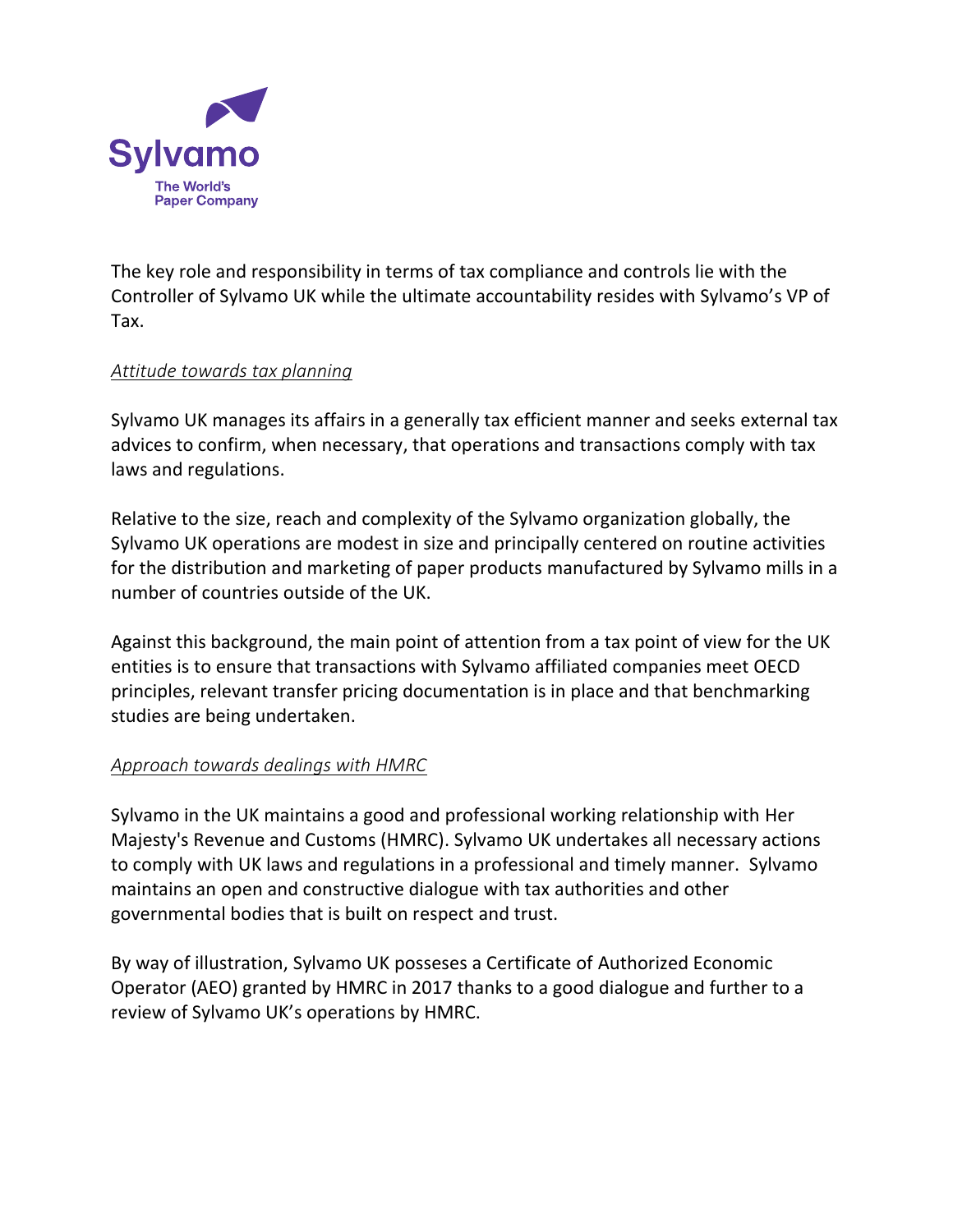The key role and responsibility in terms of tax compliance and controls lie with the Controller of Sylvamo UK while the ultimate accountability resides with Sylvamo's VP of Tax.

*Attitude towards tax planning*

Sylvamo UK manages its affairs in a generally tax efficient manner and seeks external tax advices to confirm, when necessary, that operations and transactions comply with tax laws and regulations.

Relative to the size, reach and complexity of the Sylvamo organization globally, the Sylvamo UK operations are modest in size and principally centered on routine activities for the distribution and marketing of paper products manufactured by Sylvamo mills in a number of countries outside of the UK.

Against this background, the main point of attention from a tax point of view for the UK entities is to ensure that transactions with Sylvamo affiliated companies meet OECD principles, relevant transfer pricing documentation is in place and that benchmarking studies are being undertaken.

*Approach towards dealings with HMRC*

Sylvamo in the UK maintains a good and professional working relationship with Her Majesty's Revenue and Customs (HMRC). Sylvamo UK undertakes all necessary actions to comply with UK laws and regulations in a professional and timely manner. Sylvamo maintains an open and constructive dialogue with tax authorities and other governmental bodies that is built on respect and trust.

By way of illustration, Sylvamo UK posseses a Certificate of Authorized Economic Operator (AEO) granted by HMRC in 2017 thanks to a good dialogue and further to a review of Sylvamo UK's operations by HMRC.